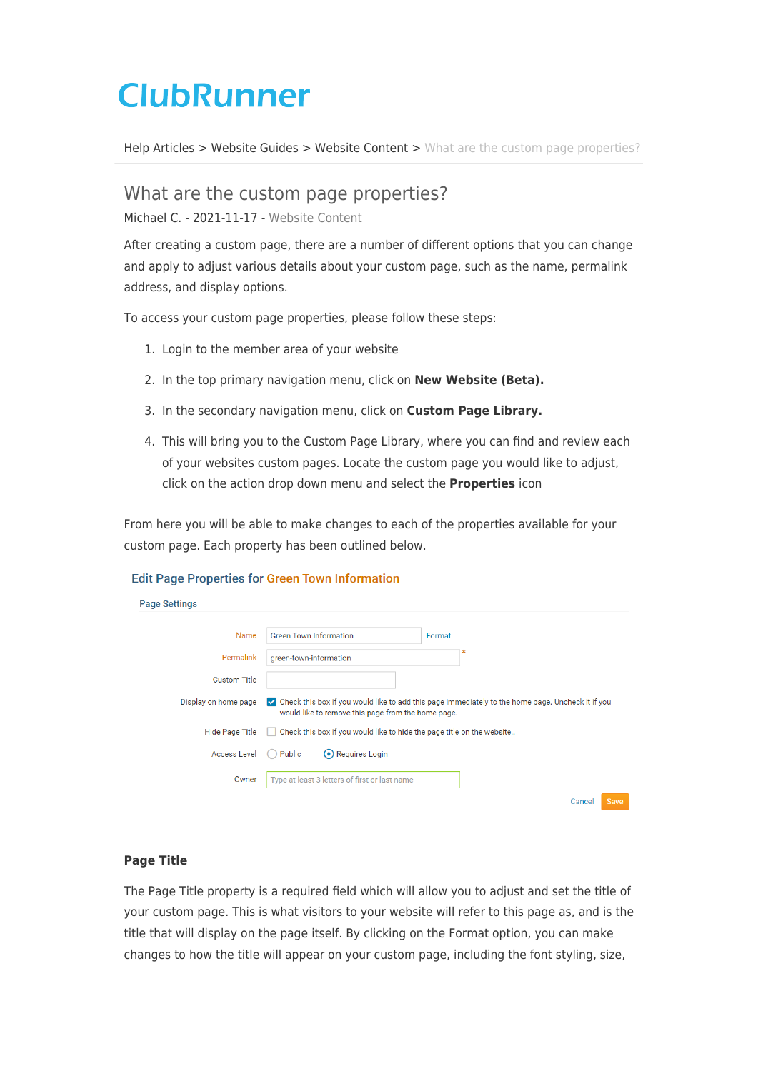# ClubRunner

Help Articles > Website Guides > Website Content > What are the custom page properties?

## What are the custom page properties?

Michael C. - 2021-11-17 - Website Content

After creating a custom page, there are a number of different options that you can change and apply to adjust various details about your custom page, such as the name, permalink address, and display options.

To access your custom page properties, please follow these steps:

1. Login to the member area of your website
2. In the top primary navigation menu, click on **New Website (Beta).**
3. In the secondary navigation menu, click on **Custom Page Library.**
4. This will bring you to the Custom Page Library, where you can find and review each of your websites custom pages. Locate the custom page you would like to adjust, click on the action drop down menu and select the **Properties** icon

From here you will be able to make changes to each of the properties available for your custom page. Each property has been outlined below.

Edit Page Properties for Green Town Information

Page Settings

| | |
|---|---|
| Name | Green Town Information — Format |
| Permalink | green-town-information * |
| Custom Title | |
| Display on home page | ☑ Check this box if you would like to add this page immediately to the home page. Uncheck it if you would like to remove this page from the home page. |
| Hide Page Title | ☐ Check this box if you would like to hide the page title on the website.. |
| Access Level | ○ Public ◉ Requires Login |
| Owner | Type at least 3 letters of first or last name |

Cancel Save

### Page Title

The Page Title property is a required field which will allow you to adjust and set the title of your custom page. This is what visitors to your website will refer to this page as, and is the title that will display on the page itself. By clicking on the Format option, you can make changes to how the title will appear on your custom page, including the font styling, size,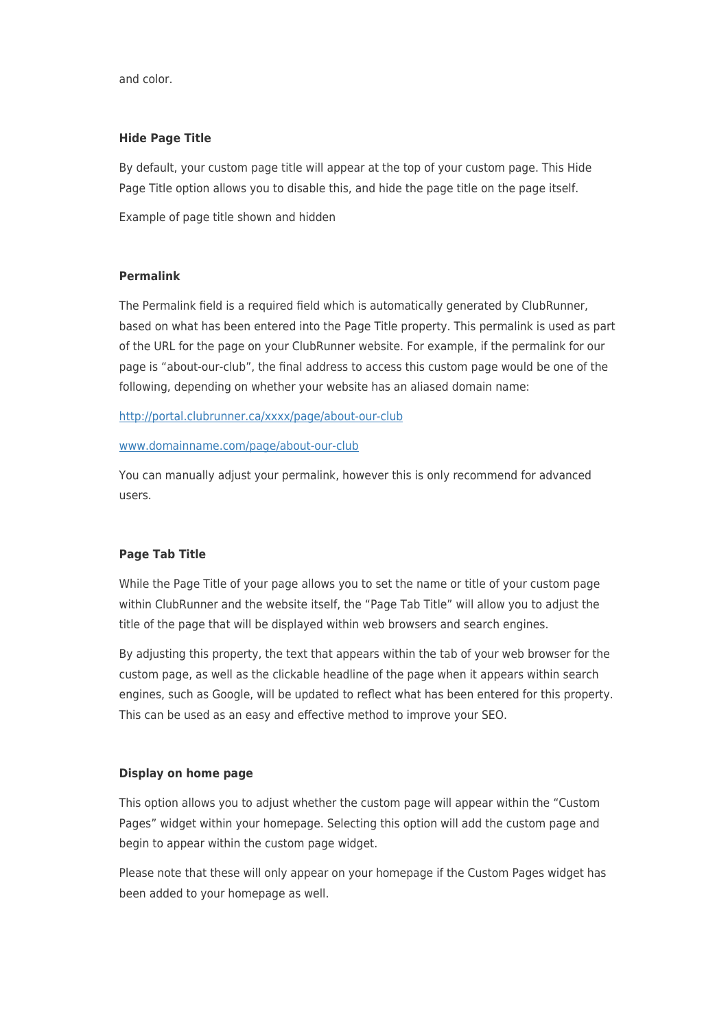and color.

#### Hide Page Title

By default, your custom page title will appear at the top of your custom page. This Hide Page Title option allows you to disable this, and hide the page title on the page itself.

Example of page title shown and hidden

#### Permalink

The Permalink field is a required field which is automatically generated by ClubRunner, based on what has been entered into the Page Title property. This permalink is used as part of the URL for the page on your ClubRunner website. For example, if the permalink for our page is "about-our-club", the final address to access this custom page would be one of the following, depending on whether your website has an aliased domain name:

[http://portal.clubrunner.ca/xxxx/page/about-our-club](http://portal.clubrunner.ca/xxxx/page/about-our-club)

[www.domainname.com/page/about-our-club](www.domainname.com/page/about-our-club)

You can manually adjust your permalink, however this is only recommend for advanced users.

#### Page Tab Title

While the Page Title of your page allows you to set the name or title of your custom page within ClubRunner and the website itself, the "Page Tab Title" will allow you to adjust the title of the page that will be displayed within web browsers and search engines.

By adjusting this property, the text that appears within the tab of your web browser for the custom page, as well as the clickable headline of the page when it appears within search engines, such as Google, will be updated to reflect what has been entered for this property. This can be used as an easy and effective method to improve your SEO.

#### Display on home page

This option allows you to adjust whether the custom page will appear within the "Custom Pages" widget within your homepage. Selecting this option will add the custom page and begin to appear within the custom page widget.

Please note that these will only appear on your homepage if the Custom Pages widget has been added to your homepage as well.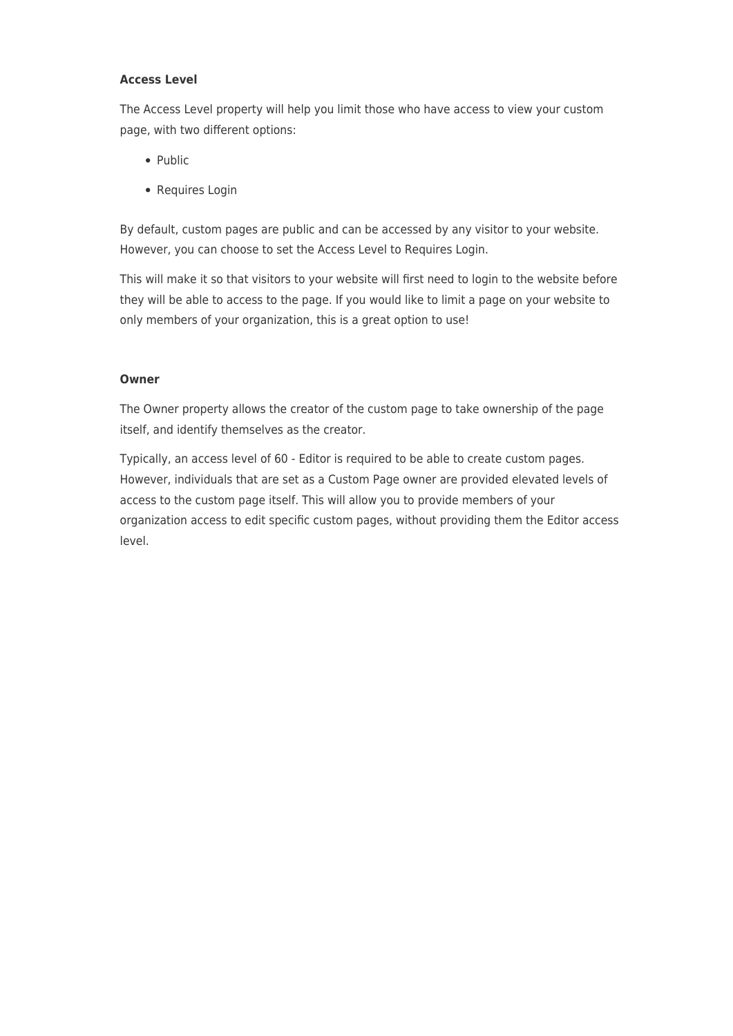**Access Level**

The Access Level property will help you limit those who have access to view your custom page, with two different options:

- Public
- Requires Login

By default, custom pages are public and can be accessed by any visitor to your website. However, you can choose to set the Access Level to Requires Login.

This will make it so that visitors to your website will first need to login to the website before they will be able to access to the page. If you would like to limit a page on your website to only members of your organization, this is a great option to use!

**Owner**

The Owner property allows the creator of the custom page to take ownership of the page itself, and identify themselves as the creator.

Typically, an access level of 60 - Editor is required to be able to create custom pages. However, individuals that are set as a Custom Page owner are provided elevated levels of access to the custom page itself. This will allow you to provide members of your organization access to edit specific custom pages, without providing them the Editor access level.